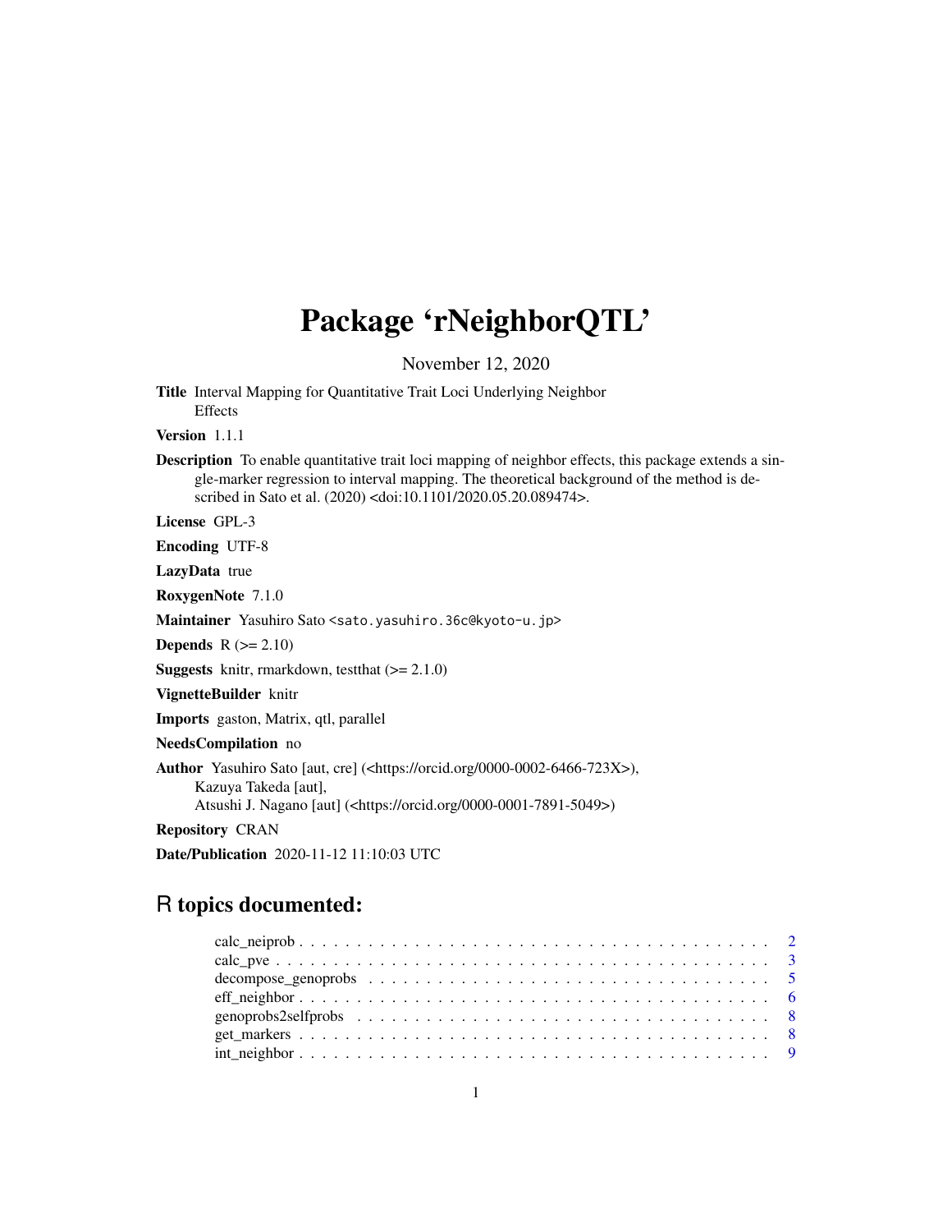# Package 'rNeighborQTL'

November 12, 2020

**Title** Interval Mapping for Quantitative Trait Loci Underlying Neighbor Effects

**Version** 1.1.1

**Description** To enable quantitative trait loci mapping of neighbor effects, this package extends a single-marker regression to interval mapping. The theoretical background of the method is described in Sato et al. (2020) <doi:10.1101/2020.05.20.089474>.

**License** GPL-3

**Encoding** UTF-8

**LazyData** true

**RoxygenNote** 7.1.0

**Maintainer** Yasuhiro Sato <sato.yasuhiro.36c@kyoto-u.jp>

**Depends** R (>= 2.10)

**Suggests** knitr, rmarkdown, testthat (>= 2.1.0)

**VignetteBuilder** knitr

**Imports** gaston, Matrix, qtl, parallel

**NeedsCompilation** no

**Author** Yasuhiro Sato [aut, cre] (<https://orcid.org/0000-0002-6466-723X>),
Kazuya Takeda [aut],
Atsushi J. Nagano [aut] (<https://orcid.org/0000-0001-7891-5049>)

**Repository** CRAN

**Date/Publication** 2020-11-12 11:10:03 UTC

## R topics documented:

- calc_neiprob . . . . . . . . . . . . . . . . . . . . . . . . . . . . . . . . . . . . . . . . . 2
- calc_pve . . . . . . . . . . . . . . . . . . . . . . . . . . . . . . . . . . . . . . . . . . . 3
- decompose_genoprobs . . . . . . . . . . . . . . . . . . . . . . . . . . . . . . . . . . . 5
- eff_neighbor . . . . . . . . . . . . . . . . . . . . . . . . . . . . . . . . . . . . . . . . 6
- genoprobs2selfprobs . . . . . . . . . . . . . . . . . . . . . . . . . . . . . . . . . . . . 8
- get_markers . . . . . . . . . . . . . . . . . . . . . . . . . . . . . . . . . . . . . . . . . 8
- int_neighbor . . . . . . . . . . . . . . . . . . . . . . . . . . . . . . . . . . . . . . . . 9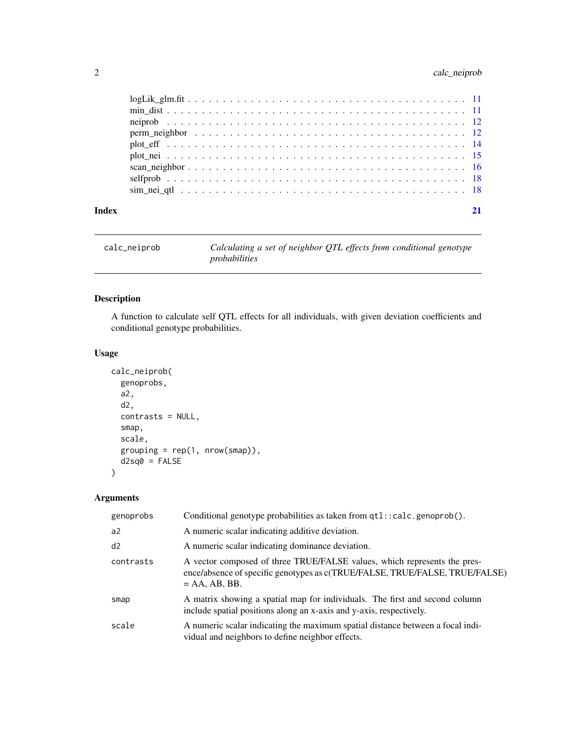| | |
|---|---|
| logLik_glm.fit | 11 |
| min_dist | 11 |
| neiprob | 12 |
| perm_neighbor | 12 |
| plot_eff | 14 |
| plot_nei | 15 |
| scan_neighbor | 16 |
| selfprob | 18 |
| sim_nei_qtl | 18 |

**Index** 21

---

`calc_neiprob` *Calculating a set of neighbor QTL effects from conditional genotype probabilities*

---

## Description

A function to calculate self QTL effects for all individuals, with given deviation coefficients and conditional genotype probabilities.

## Usage

```
calc_neiprob(
  genoprobs,
  a2,
  d2,
  contrasts = NULL,
  smap,
  scale,
  grouping = rep(1, nrow(smap)),
  d2sq0 = FALSE
)
```

## Arguments

| | |
|---|---|
| `genoprobs` | Conditional genotype probabilities as taken from `qtl::calc.genoprob()`. |
| `a2` | A numeric scalar indicating additive deviation. |
| `d2` | A numeric scalar indicating dominance deviation. |
| `contrasts` | A vector composed of three TRUE/FALSE values, which represents the presence/absence of specific genotypes as c(TRUE/FALSE, TRUE/FALSE, TRUE/FALSE) = AA, AB, BB. |
| `smap` | A matrix showing a spatial map for individuals. The first and second column include spatial positions along an x-axis and y-axis, respectively. |
| `scale` | A numeric scalar indicating the maximum spatial distance between a focal individual and neighbors to define neighbor effects. |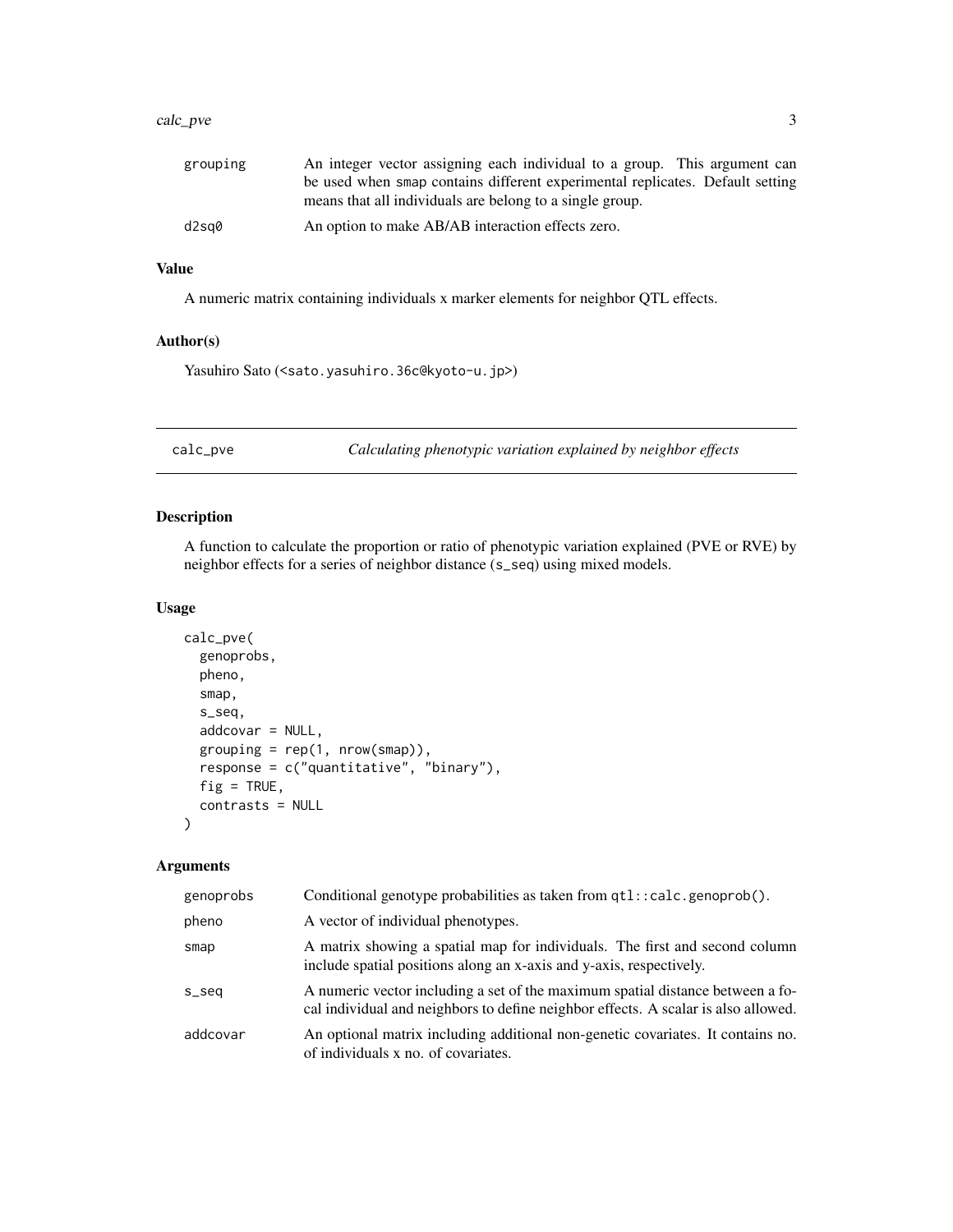| | |
|---|---|
| grouping | An integer vector assigning each individual to a group. This argument can be used when smap contains different experimental replicates. Default setting means that all individuals are belong to a single group. |
| d2sq0 | An option to make AB/AB interaction effects zero. |

### Value

A numeric matrix containing individuals x marker elements for neighbor QTL effects.

### Author(s)

Yasuhiro Sato (<sato.yasuhiro.36c@kyoto-u.jp>)

---

## calc_pve — *Calculating phenotypic variation explained by neighbor effects*

---

### Description

A function to calculate the proportion or ratio of phenotypic variation explained (PVE or RVE) by neighbor effects for a series of neighbor distance (s_seq) using mixed models.

### Usage

```
calc_pve(
  genoprobs,
  pheno,
  smap,
  s_seq,
  addcovar = NULL,
  grouping = rep(1, nrow(smap)),
  response = c("quantitative", "binary"),
  fig = TRUE,
  contrasts = NULL
)
```

### Arguments

| | |
|---|---|
| genoprobs | Conditional genotype probabilities as taken from qtl::calc.genoprob(). |
| pheno | A vector of individual phenotypes. |
| smap | A matrix showing a spatial map for individuals. The first and second column include spatial positions along an x-axis and y-axis, respectively. |
| s_seq | A numeric vector including a set of the maximum spatial distance between a focal individual and neighbors to define neighbor effects. A scalar is also allowed. |
| addcovar | An optional matrix including additional non-genetic covariates. It contains no. of individuals x no. of covariates. |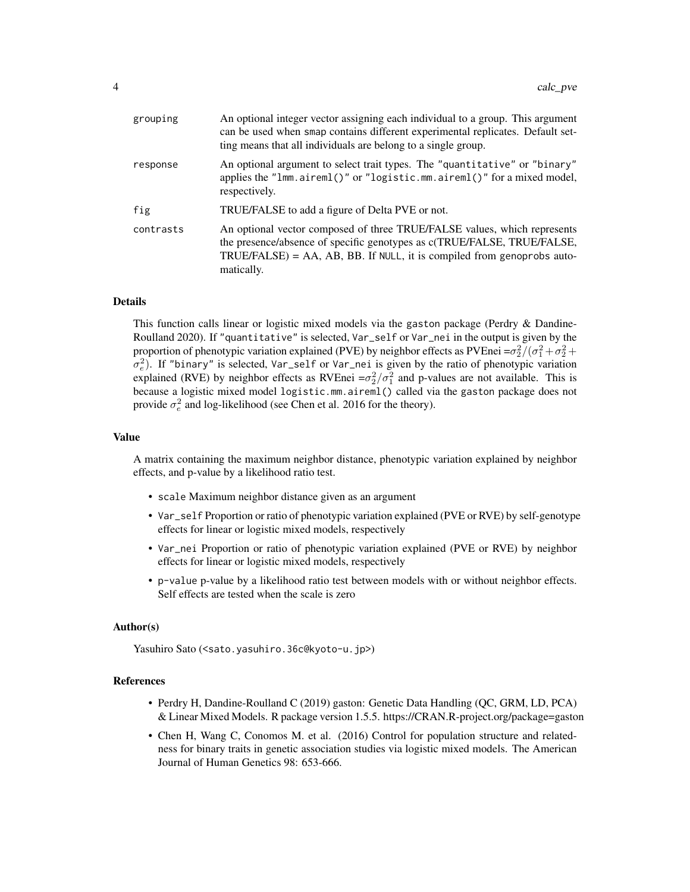| | |
|---|---|
| grouping | An optional integer vector assigning each individual to a group. This argument can be used when smap contains different experimental replicates. Default setting means that all individuals are belong to a single group. |
| response | An optional argument to select trait types. The "quantitative" or "binary" applies the "lmm.aireml()" or "logistic.mm.aireml()" for a mixed model, respectively. |
| fig | TRUE/FALSE to add a figure of Delta PVE or not. |
| contrasts | An optional vector composed of three TRUE/FALSE values, which represents the presence/absence of specific genotypes as c(TRUE/FALSE, TRUE/FALSE, TRUE/FALSE) = AA, AB, BB. If NULL, it is compiled from genoprobs automatically. |

### Details

This function calls linear or logistic mixed models via the gaston package (Perdry & Dandine-Roulland 2020). If "quantitative" is selected, Var_self or Var_nei in the output is given by the proportion of phenotypic variation explained (PVE) by neighbor effects as PVEnei $=\sigma_2^2/(\sigma_1^2+\sigma_2^2+\sigma_e^2)$. If "binary" is selected, Var_self or Var_nei is given by the ratio of phenotypic variation explained (RVE) by neighbor effects as RVEnei $=\sigma_2^2/\sigma_1^2$ and p-values are not available. This is because a logistic mixed model logistic.mm.aireml() called via the gaston package does not provide $\sigma_e^2$ and log-likelihood (see Chen et al. 2016 for the theory).

### Value

A matrix containing the maximum neighbor distance, phenotypic variation explained by neighbor effects, and p-value by a likelihood ratio test.

- scale Maximum neighbor distance given as an argument
- Var_self Proportion or ratio of phenotypic variation explained (PVE or RVE) by self-genotype effects for linear or logistic mixed models, respectively
- Var_nei Proportion or ratio of phenotypic variation explained (PVE or RVE) by neighbor effects for linear or logistic mixed models, respectively
- p-value p-value by a likelihood ratio test between models with or without neighbor effects. Self effects are tested when the scale is zero

### Author(s)

Yasuhiro Sato (<sato.yasuhiro.36c@kyoto-u.jp>)

### References

- Perdry H, Dandine-Roulland C (2019) gaston: Genetic Data Handling (QC, GRM, LD, PCA) & Linear Mixed Models. R package version 1.5.5. https://CRAN.R-project.org/package=gaston
- Chen H, Wang C, Conomos M. et al. (2016) Control for population structure and relatedness for binary traits in genetic association studies via logistic mixed models. The American Journal of Human Genetics 98: 653-666.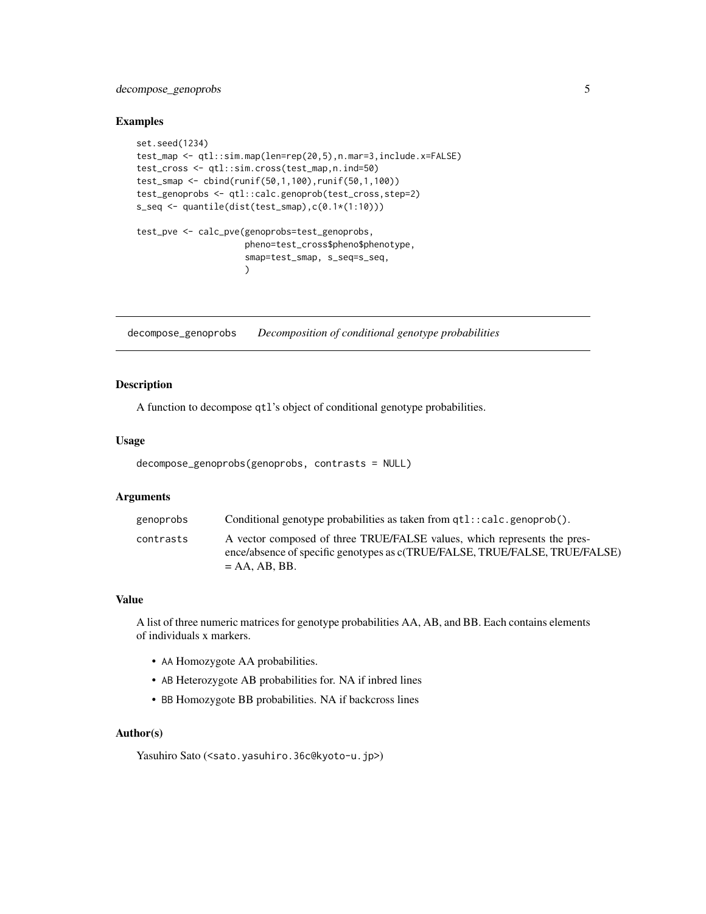## Examples

```
set.seed(1234)
test_map <- qtl::sim.map(len=rep(20,5),n.mar=3,include.x=FALSE)
test_cross <- qtl::sim.cross(test_map,n.ind=50)
test_smap <- cbind(runif(50,1,100),runif(50,1,100))
test_genoprobs <- qtl::calc.genoprob(test_cross,step=2)
s_seq <- quantile(dist(test_smap),c(0.1*(1:10)))

test_pve <- calc_pve(genoprobs=test_genoprobs,
                     pheno=test_cross$pheno$phenotype,
                     smap=test_smap, s_seq=s_seq,
                     )
```

---

# decompose_genoprobs *Decomposition of conditional genotype probabilities*

---

## Description

A function to decompose `qtl`'s object of conditional genotype probabilities.

## Usage

```
decompose_genoprobs(genoprobs, contrasts = NULL)
```

## Arguments

| | |
|---|---|
| `genoprobs` | Conditional genotype probabilities as taken from `qtl::calc.genoprob()`. |
| `contrasts` | A vector composed of three TRUE/FALSE values, which represents the presence/absence of specific genotypes as c(TRUE/FALSE, TRUE/FALSE, TRUE/FALSE) = AA, AB, BB. |

## Value

A list of three numeric matrices for genotype probabilities AA, AB, and BB. Each contains elements of individuals x markers.

- `AA` Homozygote AA probabilities.
- `AB` Heterozygote AB probabilities for. NA if inbred lines
- `BB` Homozygote BB probabilities. NA if backcross lines

## Author(s)

Yasuhiro Sato (<sato.yasuhiro.36c@kyoto-u.jp>)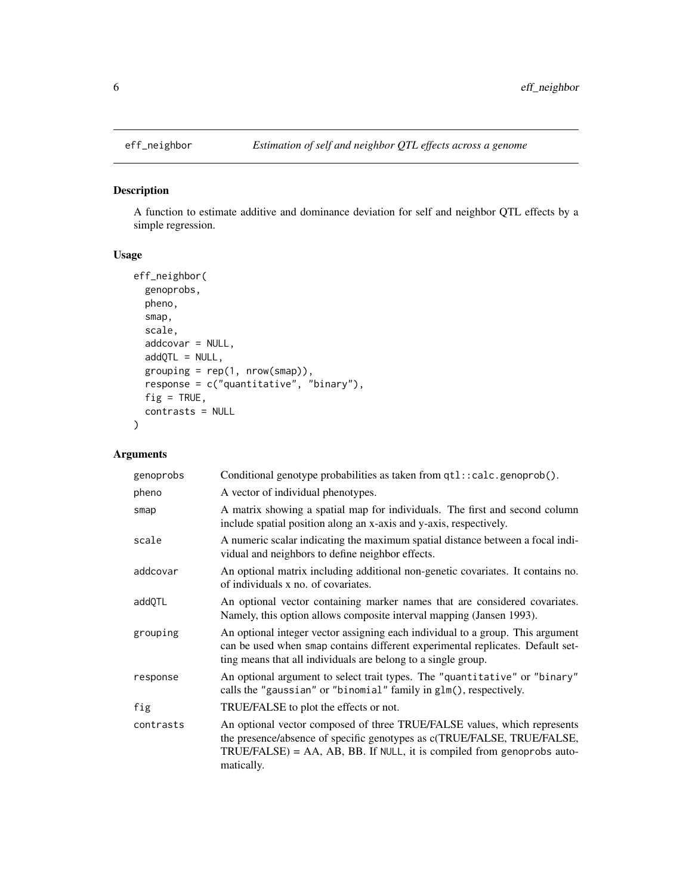# eff_neighbor

*Estimation of self and neighbor QTL effects across a genome*

## Description

A function to estimate additive and dominance deviation for self and neighbor QTL effects by a simple regression.

## Usage

```
eff_neighbor(
  genoprobs,
  pheno,
  smap,
  scale,
  addcovar = NULL,
  addQTL = NULL,
  grouping = rep(1, nrow(smap)),
  response = c("quantitative", "binary"),
  fig = TRUE,
  contrasts = NULL
)
```

## Arguments

| Argument | Description |
|---|---|
| genoprobs | Conditional genotype probabilities as taken from `qtl::calc.genoprob()`. |
| pheno | A vector of individual phenotypes. |
| smap | A matrix showing a spatial map for individuals. The first and second column include spatial position along an x-axis and y-axis, respectively. |
| scale | A numeric scalar indicating the maximum spatial distance between a focal individual and neighbors to define neighbor effects. |
| addcovar | An optional matrix including additional non-genetic covariates. It contains no. of individuals x no. of covariates. |
| addQTL | An optional vector containing marker names that are considered covariates. Namely, this option allows composite interval mapping (Jansen 1993). |
| grouping | An optional integer vector assigning each individual to a group. This argument can be used when `smap` contains different experimental replicates. Default setting means that all individuals are belong to a single group. |
| response | An optional argument to select trait types. The `"quantitative"` or `"binary"` calls the `"gaussian"` or `"binomial"` family in `glm()`, respectively. |
| fig | TRUE/FALSE to plot the effects or not. |
| contrasts | An optional vector composed of three TRUE/FALSE values, which represents the presence/absence of specific genotypes as c(TRUE/FALSE, TRUE/FALSE, TRUE/FALSE) = AA, AB, BB. If `NULL`, it is compiled from `genoprobs` automatically. |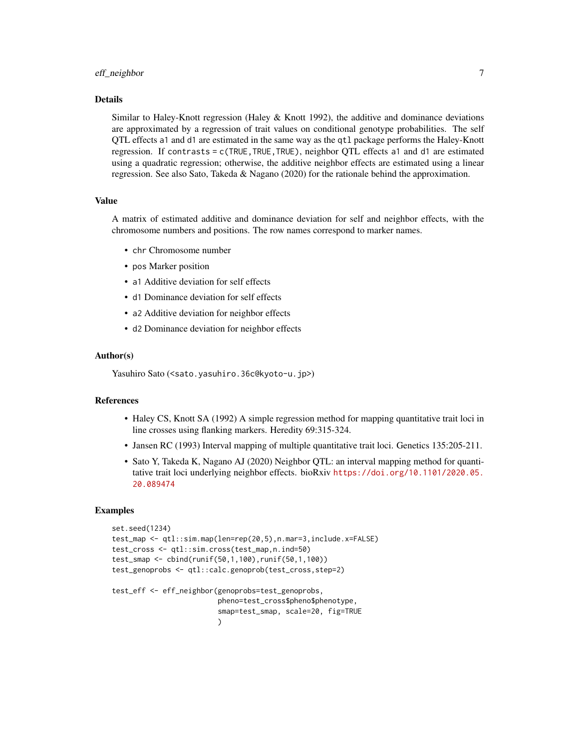### Details

Similar to Haley-Knott regression (Haley & Knott 1992), the additive and dominance deviations are approximated by a regression of trait values on conditional genotype probabilities. The self QTL effects `a1` and `d1` are estimated in the same way as the `qtl` package performs the Haley-Knott regression. If `contrasts = c(TRUE,TRUE,TRUE)`, neighbor QTL effects `a1` and `d1` are estimated using a quadratic regression; otherwise, the additive neighbor effects are estimated using a linear regression. See also Sato, Takeda & Nagano (2020) for the rationale behind the approximation.

### Value

A matrix of estimated additive and dominance deviation for self and neighbor effects, with the chromosome numbers and positions. The row names correspond to marker names.

- `chr` Chromosome number
- `pos` Marker position
- `a1` Additive deviation for self effects
- `d1` Dominance deviation for self effects
- `a2` Additive deviation for neighbor effects
- `d2` Dominance deviation for neighbor effects

### Author(s)

Yasuhiro Sato (<sato.yasuhiro.36c@kyoto-u.jp>)

### References

- Haley CS, Knott SA (1992) A simple regression method for mapping quantitative trait loci in line crosses using flanking markers. Heredity 69:315-324.
- Jansen RC (1993) Interval mapping of multiple quantitative trait loci. Genetics 135:205-211.
- Sato Y, Takeda K, Nagano AJ (2020) Neighbor QTL: an interval mapping method for quantitative trait loci underlying neighbor effects. bioRxiv https://doi.org/10.1101/2020.05.20.089474

### Examples

```
set.seed(1234)
test_map <- qtl::sim.map(len=rep(20,5),n.mar=3,include.x=FALSE)
test_cross <- qtl::sim.cross(test_map,n.ind=50)
test_smap <- cbind(runif(50,1,100),runif(50,1,100))
test_genoprobs <- qtl::calc.genoprob(test_cross,step=2)

test_eff <- eff_neighbor(genoprobs=test_genoprobs,
                         pheno=test_cross$pheno$phenotype,
                         smap=test_smap, scale=20, fig=TRUE
                         )
```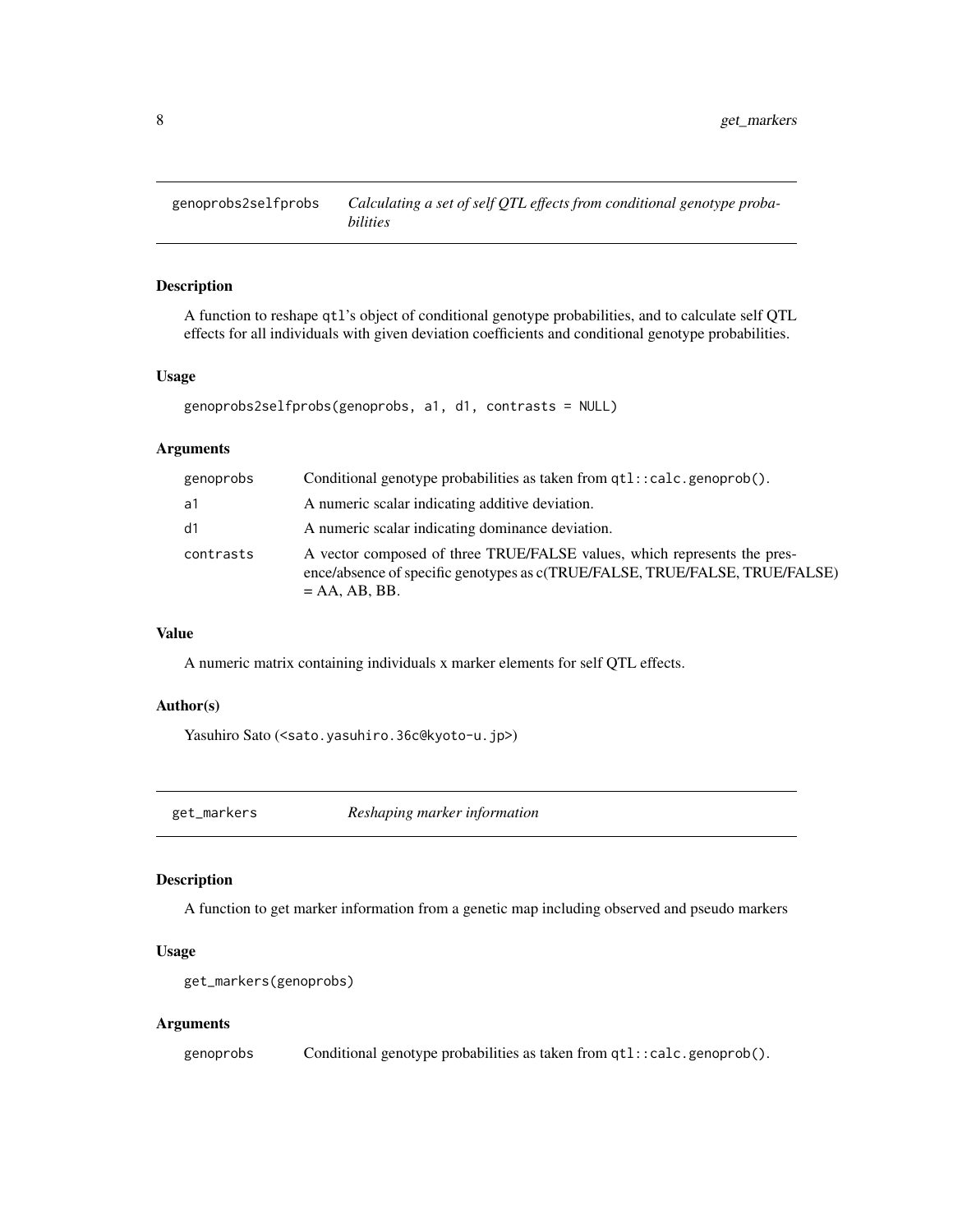## genoprobs2selfprobs — *Calculating a set of self QTL effects from conditional genotype probabilities*

### Description

A function to reshape qtl's object of conditional genotype probabilities, and to calculate self QTL effects for all individuals with given deviation coefficients and conditional genotype probabilities.

### Usage

```
genoprobs2selfprobs(genoprobs, a1, d1, contrasts = NULL)
```

### Arguments

| | |
|---|---|
| genoprobs | Conditional genotype probabilities as taken from qtl::calc.genoprob(). |
| a1 | A numeric scalar indicating additive deviation. |
| d1 | A numeric scalar indicating dominance deviation. |
| contrasts | A vector composed of three TRUE/FALSE values, which represents the presence/absence of specific genotypes as c(TRUE/FALSE, TRUE/FALSE, TRUE/FALSE) = AA, AB, BB. |

### Value

A numeric matrix containing individuals x marker elements for self QTL effects.

### Author(s)

Yasuhiro Sato (<sato.yasuhiro.36c@kyoto-u.jp>)

## get_markers — *Reshaping marker information*

### Description

A function to get marker information from a genetic map including observed and pseudo markers

### Usage

```
get_markers(genoprobs)
```

### Arguments

| | |
|---|---|
| genoprobs | Conditional genotype probabilities as taken from qtl::calc.genoprob(). |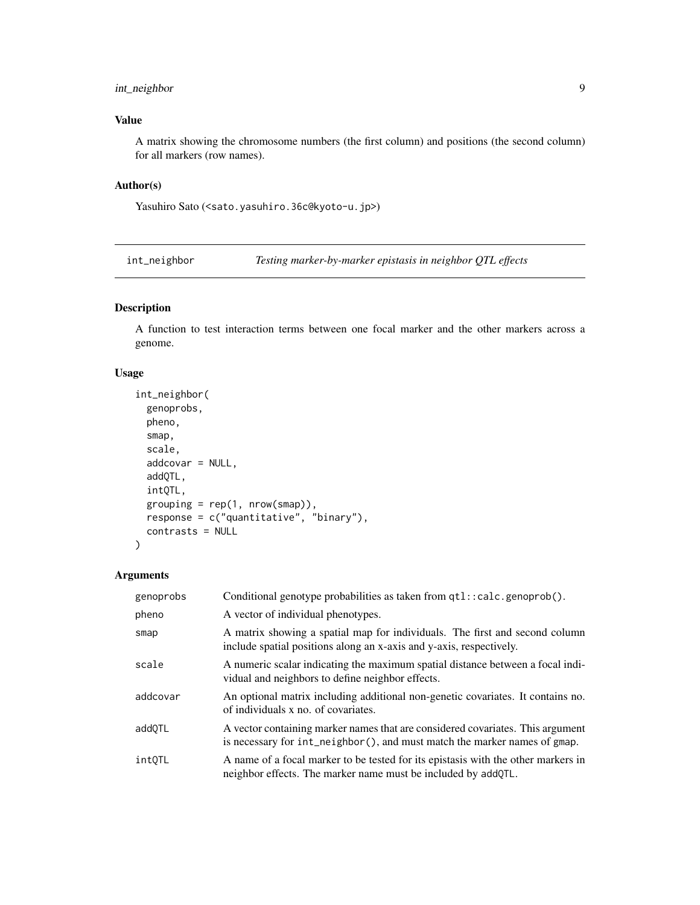### Value

A matrix showing the chromosome numbers (the first column) and positions (the second column) for all markers (row names).

### Author(s)

Yasuhiro Sato (<sato.yasuhiro.36c@kyoto-u.jp>)

---

## int_neighbor — *Testing marker-by-marker epistasis in neighbor QTL effects*

---

### Description

A function to test interaction terms between one focal marker and the other markers across a genome.

### Usage

```
int_neighbor(
  genoprobs,
  pheno,
  smap,
  scale,
  addcovar = NULL,
  addQTL,
  intQTL,
  grouping = rep(1, nrow(smap)),
  response = c("quantitative", "binary"),
  contrasts = NULL
)
```

### Arguments

| | |
|---|---|
| genoprobs | Conditional genotype probabilities as taken from `qtl::calc.genoprob()`. |
| pheno | A vector of individual phenotypes. |
| smap | A matrix showing a spatial map for individuals. The first and second column include spatial positions along an x-axis and y-axis, respectively. |
| scale | A numeric scalar indicating the maximum spatial distance between a focal individual and neighbors to define neighbor effects. |
| addcovar | An optional matrix including additional non-genetic covariates. It contains no. of individuals x no. of covariates. |
| addQTL | A vector containing marker names that are considered covariates. This argument is necessary for `int_neighbor()`, and must match the marker names of `gmap`. |
| intQTL | A name of a focal marker to be tested for its epistasis with the other markers in neighbor effects. The marker name must be included by `addQTL`. |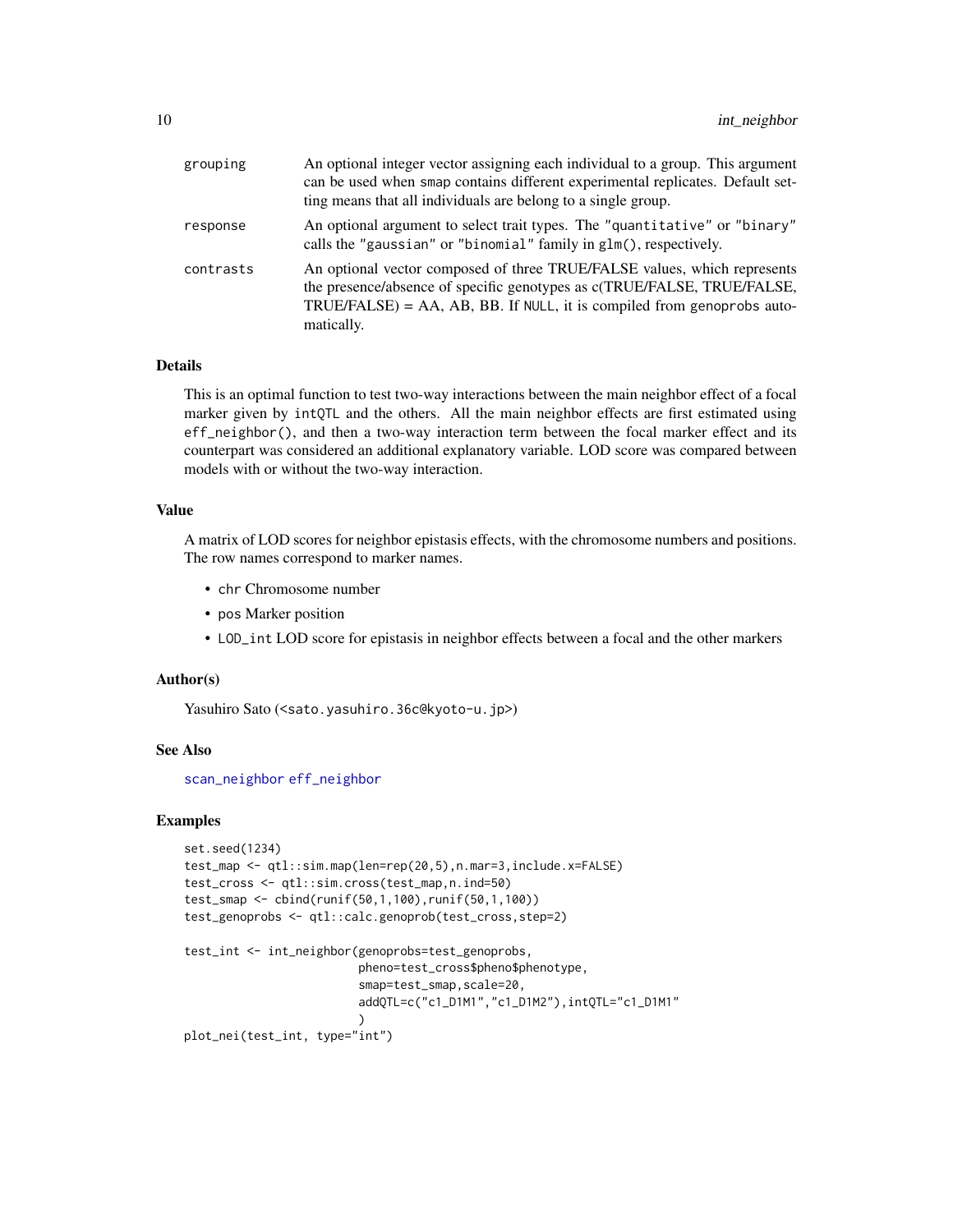| | |
|---|---|
| grouping | An optional integer vector assigning each individual to a group. This argument can be used when smap contains different experimental replicates. Default setting means that all individuals are belong to a single group. |
| response | An optional argument to select trait types. The "quantitative" or "binary" calls the "gaussian" or "binomial" family in glm(), respectively. |
| contrasts | An optional vector composed of three TRUE/FALSE values, which represents the presence/absence of specific genotypes as c(TRUE/FALSE, TRUE/FALSE, TRUE/FALSE) = AA, AB, BB. If NULL, it is compiled from genoprobs automatically. |

### Details

This is an optimal function to test two-way interactions between the main neighbor effect of a focal marker given by intQTL and the others. All the main neighbor effects are first estimated using eff_neighbor(), and then a two-way interaction term between the focal marker effect and its counterpart was considered an additional explanatory variable. LOD score was compared between models with or without the two-way interaction.

### Value

A matrix of LOD scores for neighbor epistasis effects, with the chromosome numbers and positions. The row names correspond to marker names.

- chr Chromosome number
- pos Marker position
- LOD_int LOD score for epistasis in neighbor effects between a focal and the other markers

### Author(s)

Yasuhiro Sato (<sato.yasuhiro.36c@kyoto-u.jp>)

### See Also

scan_neighbor eff_neighbor

### Examples

```
set.seed(1234)
test_map <- qtl::sim.map(len=rep(20,5),n.mar=3,include.x=FALSE)
test_cross <- qtl::sim.cross(test_map,n.ind=50)
test_smap <- cbind(runif(50,1,100),runif(50,1,100))
test_genoprobs <- qtl::calc.genoprob(test_cross,step=2)

test_int <- int_neighbor(genoprobs=test_genoprobs,
                         pheno=test_cross$pheno$phenotype,
                         smap=test_smap,scale=20,
                         addQTL=c("c1_D1M1","c1_D1M2"),intQTL="c1_D1M1"
                         )
plot_nei(test_int, type="int")
```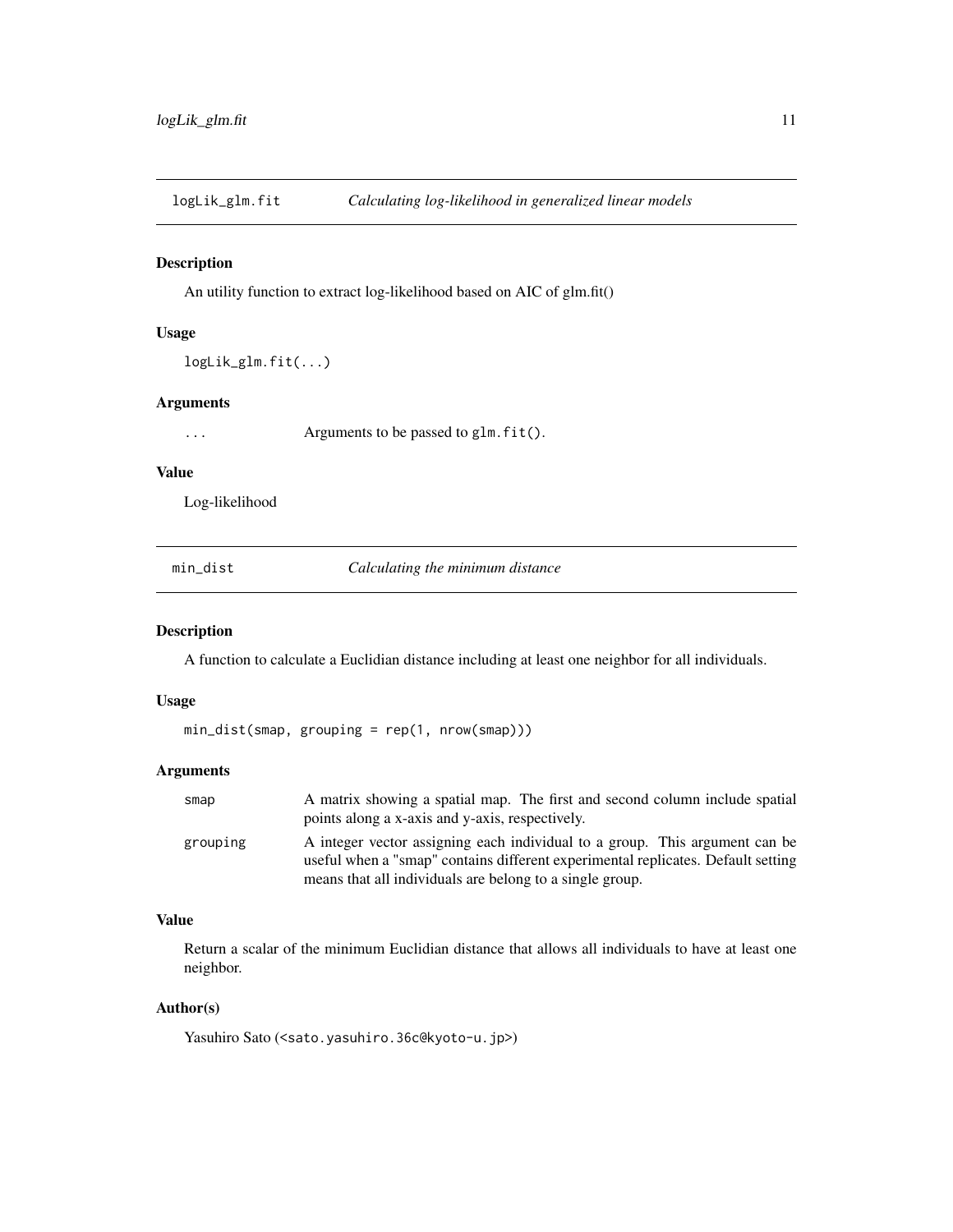## logLik_glm.fit — *Calculating log-likelihood in generalized linear models*

### Description

An utility function to extract log-likelihood based on AIC of glm.fit()

### Usage

```
logLik_glm.fit(...)
```

### Arguments

| | |
|---|---|
| `...` | Arguments to be passed to `glm.fit()`. |

### Value

Log-likelihood

## min_dist — *Calculating the minimum distance*

### Description

A function to calculate a Euclidian distance including at least one neighbor for all individuals.

### Usage

```
min_dist(smap, grouping = rep(1, nrow(smap)))
```

### Arguments

| | |
|---|---|
| `smap` | A matrix showing a spatial map. The first and second column include spatial points along a x-axis and y-axis, respectively. |
| `grouping` | A integer vector assigning each individual to a group. This argument can be useful when a "smap" contains different experimental replicates. Default setting means that all individuals are belong to a single group. |

### Value

Return a scalar of the minimum Euclidian distance that allows all individuals to have at least one neighbor.

### Author(s)

Yasuhiro Sato (<sato.yasuhiro.36c@kyoto-u.jp>)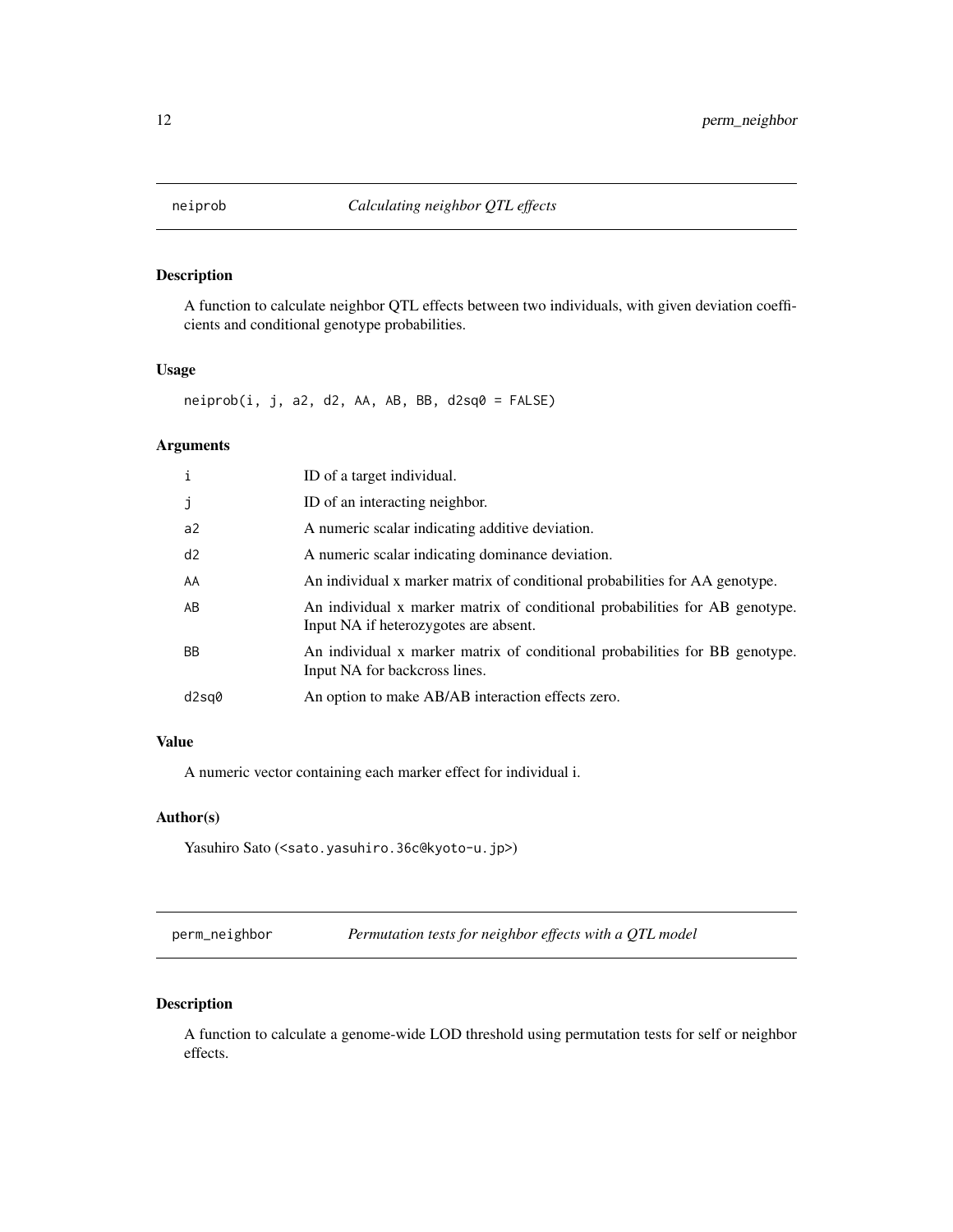## neiprob — *Calculating neighbor QTL effects*

### Description

A function to calculate neighbor QTL effects between two individuals, with given deviation coefficients and conditional genotype probabilities.

### Usage

```
neiprob(i, j, a2, d2, AA, AB, BB, d2sq0 = FALSE)
```

### Arguments

| | |
|---|---|
| i | ID of a target individual. |
| j | ID of an interacting neighbor. |
| a2 | A numeric scalar indicating additive deviation. |
| d2 | A numeric scalar indicating dominance deviation. |
| AA | An individual x marker matrix of conditional probabilities for AA genotype. |
| AB | An individual x marker matrix of conditional probabilities for AB genotype. Input NA if heterozygotes are absent. |
| BB | An individual x marker matrix of conditional probabilities for BB genotype. Input NA for backcross lines. |
| d2sq0 | An option to make AB/AB interaction effects zero. |

### Value

A numeric vector containing each marker effect for individual i.

### Author(s)

Yasuhiro Sato (<sato.yasuhiro.36c@kyoto-u.jp>)

## perm_neighbor — *Permutation tests for neighbor effects with a QTL model*

### Description

A function to calculate a genome-wide LOD threshold using permutation tests for self or neighbor effects.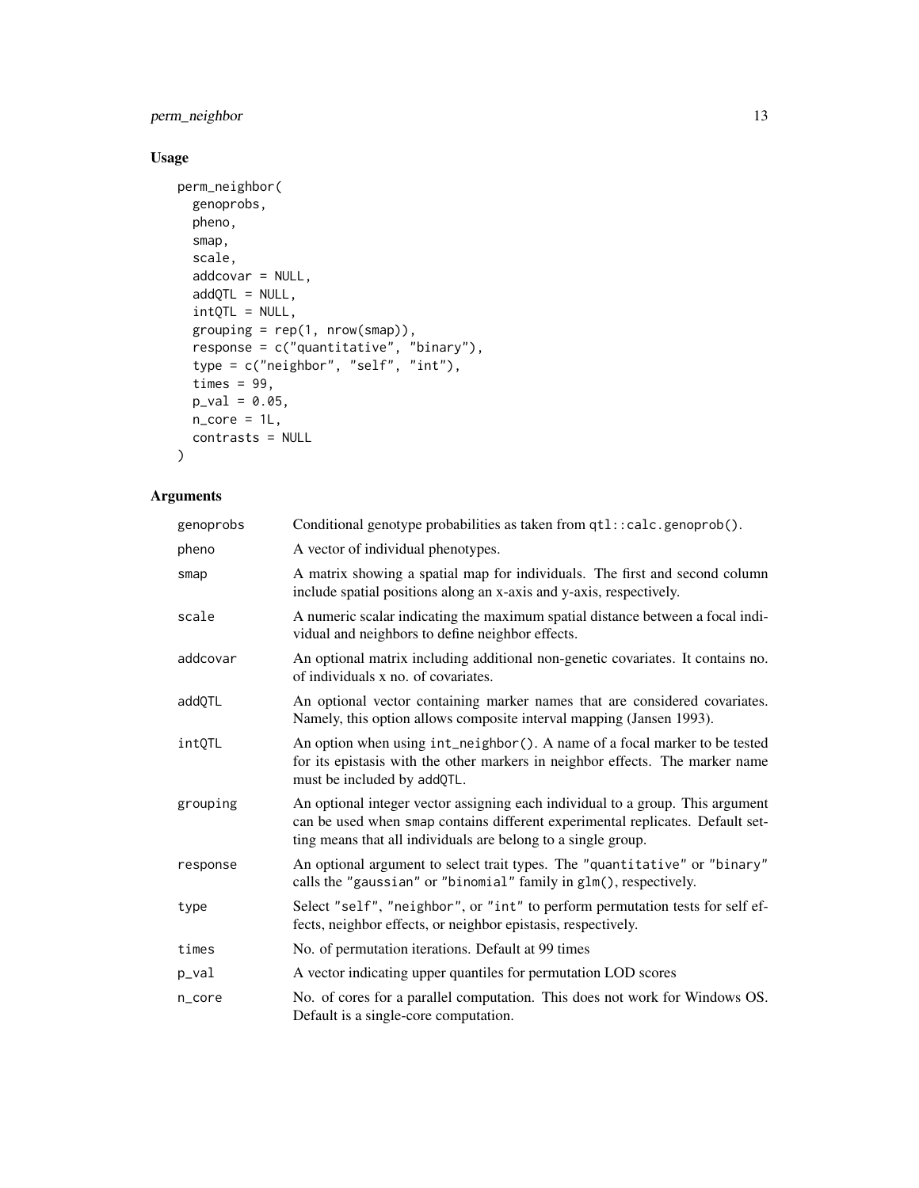## Usage

```
perm_neighbor(
  genoprobs,
  pheno,
  smap,
  scale,
  addcovar = NULL,
  addQTL = NULL,
  intQTL = NULL,
  grouping = rep(1, nrow(smap)),
  response = c("quantitative", "binary"),
  type = c("neighbor", "self", "int"),
  times = 99,
  p_val = 0.05,
  n_core = 1L,
  contrasts = NULL
)
```

## Arguments

| Argument | Description |
|---|---|
| genoprobs | Conditional genotype probabilities as taken from `qtl::calc.genoprob()`. |
| pheno | A vector of individual phenotypes. |
| smap | A matrix showing a spatial map for individuals. The first and second column include spatial positions along an x-axis and y-axis, respectively. |
| scale | A numeric scalar indicating the maximum spatial distance between a focal individual and neighbors to define neighbor effects. |
| addcovar | An optional matrix including additional non-genetic covariates. It contains no. of individuals x no. of covariates. |
| addQTL | An optional vector containing marker names that are considered covariates. Namely, this option allows composite interval mapping (Jansen 1993). |
| intQTL | An option when using `int_neighbor()`. A name of a focal marker to be tested for its epistasis with the other markers in neighbor effects. The marker name must be included by `addQTL`. |
| grouping | An optional integer vector assigning each individual to a group. This argument can be used when `smap` contains different experimental replicates. Default setting means that all individuals are belong to a single group. |
| response | An optional argument to select trait types. The `"quantitative"` or `"binary"` calls the `"gaussian"` or `"binomial"` family in `glm()`, respectively. |
| type | Select `"self"`, `"neighbor"`, or `"int"` to perform permutation tests for self effects, neighbor effects, or neighbor epistasis, respectively. |
| times | No. of permutation iterations. Default at 99 times |
| p_val | A vector indicating upper quantiles for permutation LOD scores |
| n_core | No. of cores for a parallel computation. This does not work for Windows OS. Default is a single-core computation. |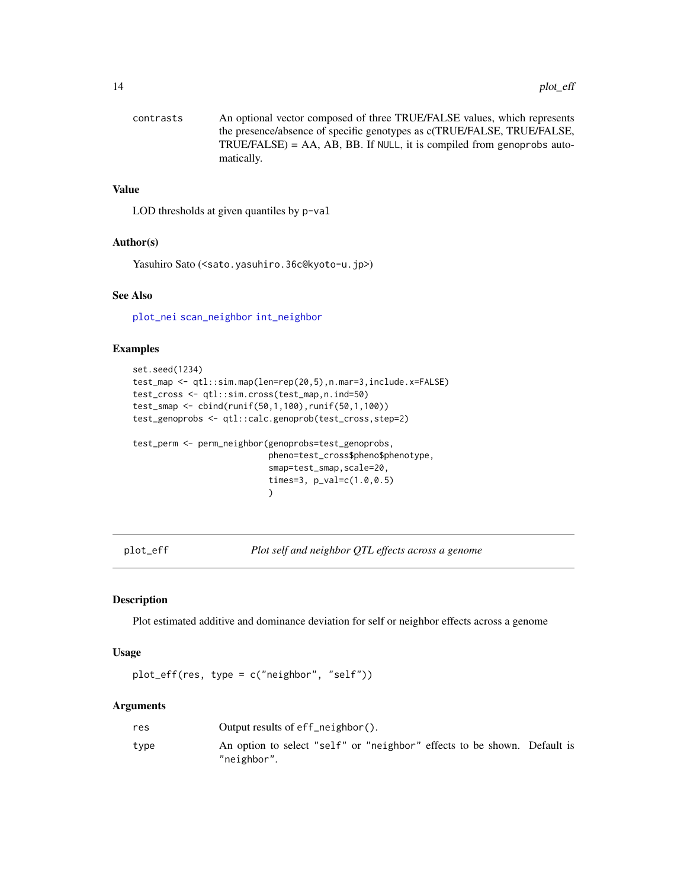| | |
|---|---|
| contrasts | An optional vector composed of three TRUE/FALSE values, which represents the presence/absence of specific genotypes as c(TRUE/FALSE, TRUE/FALSE, TRUE/FALSE) = AA, AB, BB. If `NULL`, it is compiled from `genoprobs` automatically. |

### Value

LOD thresholds at given quantiles by `p-val`

### Author(s)

Yasuhiro Sato (<sato.yasuhiro.36c@kyoto-u.jp>)

### See Also

`plot_nei` `scan_neighbor` `int_neighbor`

### Examples

```
set.seed(1234)
test_map <- qtl::sim.map(len=rep(20,5),n.mar=3,include.x=FALSE)
test_cross <- qtl::sim.cross(test_map,n.ind=50)
test_smap <- cbind(runif(50,1,100),runif(50,1,100))
test_genoprobs <- qtl::calc.genoprob(test_cross,step=2)

test_perm <- perm_neighbor(genoprobs=test_genoprobs,
                           pheno=test_cross$pheno$phenotype,
                           smap=test_smap,scale=20,
                           times=3, p_val=c(1.0,0.5)
                           )
```

---

## plot_eff — *Plot self and neighbor QTL effects across a genome*

### Description

Plot estimated additive and dominance deviation for self or neighbor effects across a genome

### Usage

```
plot_eff(res, type = c("neighbor", "self"))
```

### Arguments

| | |
|---|---|
| res | Output results of `eff_neighbor()`. |
| type | An option to select "self" or "neighbor" effects to be shown. Default is "neighbor". |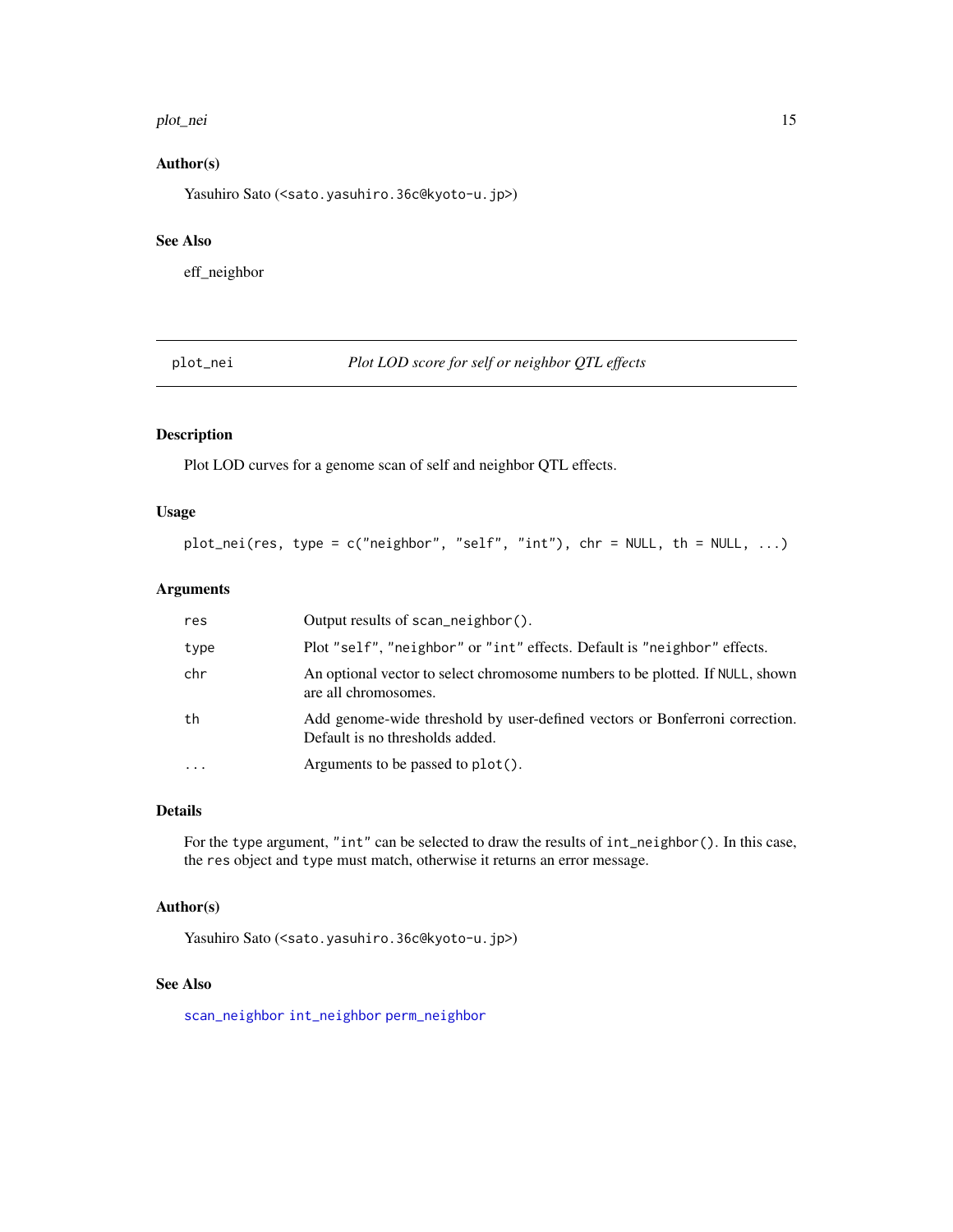## Author(s)

Yasuhiro Sato (<sato.yasuhiro.36c@kyoto-u.jp>)

## See Also

eff_neighbor

---

# plot_nei — *Plot LOD score for self or neighbor QTL effects*

---

## Description

Plot LOD curves for a genome scan of self and neighbor QTL effects.

## Usage

```
plot_nei(res, type = c("neighbor", "self", "int"), chr = NULL, th = NULL, ...)
```

## Arguments

| | |
|---|---|
| `res` | Output results of `scan_neighbor()`. |
| `type` | Plot `"self"`, `"neighbor"` or `"int"` effects. Default is `"neighbor"` effects. |
| `chr` | An optional vector to select chromosome numbers to be plotted. If `NULL`, shown are all chromosomes. |
| `th` | Add genome-wide threshold by user-defined vectors or Bonferroni correction. Default is no thresholds added. |
| `...` | Arguments to be passed to `plot()`. |

## Details

For the `type` argument, `"int"` can be selected to draw the results of `int_neighbor()`. In this case, the `res` object and `type` must match, otherwise it returns an error message.

## Author(s)

Yasuhiro Sato (<sato.yasuhiro.36c@kyoto-u.jp>)

## See Also

`scan_neighbor` `int_neighbor` `perm_neighbor`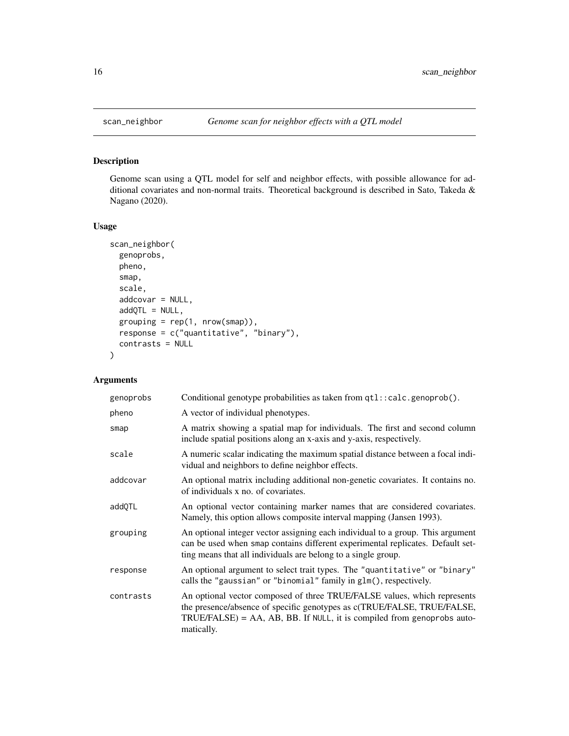# scan_neighbor *Genome scan for neighbor effects with a QTL model*

## Description

Genome scan using a QTL model for self and neighbor effects, with possible allowance for additional covariates and non-normal traits. Theoretical background is described in Sato, Takeda & Nagano (2020).

## Usage

```
scan_neighbor(
  genoprobs,
  pheno,
  smap,
  scale,
  addcovar = NULL,
  addQTL = NULL,
  grouping = rep(1, nrow(smap)),
  response = c("quantitative", "binary"),
  contrasts = NULL
)
```

## Arguments

| | |
|---|---|
| genoprobs | Conditional genotype probabilities as taken from `qtl::calc.genoprob()`. |
| pheno | A vector of individual phenotypes. |
| smap | A matrix showing a spatial map for individuals. The first and second column include spatial positions along an x-axis and y-axis, respectively. |
| scale | A numeric scalar indicating the maximum spatial distance between a focal individual and neighbors to define neighbor effects. |
| addcovar | An optional matrix including additional non-genetic covariates. It contains no. of individuals x no. of covariates. |
| addQTL | An optional vector containing marker names that are considered covariates. Namely, this option allows composite interval mapping (Jansen 1993). |
| grouping | An optional integer vector assigning each individual to a group. This argument can be used when `smap` contains different experimental replicates. Default setting means that all individuals are belong to a single group. |
| response | An optional argument to select trait types. The `"quantitative"` or `"binary"` calls the `"gaussian"` or `"binomial"` family in `glm()`, respectively. |
| contrasts | An optional vector composed of three TRUE/FALSE values, which represents the presence/absence of specific genotypes as c(TRUE/FALSE, TRUE/FALSE, TRUE/FALSE) = AA, AB, BB. If `NULL`, it is compiled from `genoprobs` automatically. |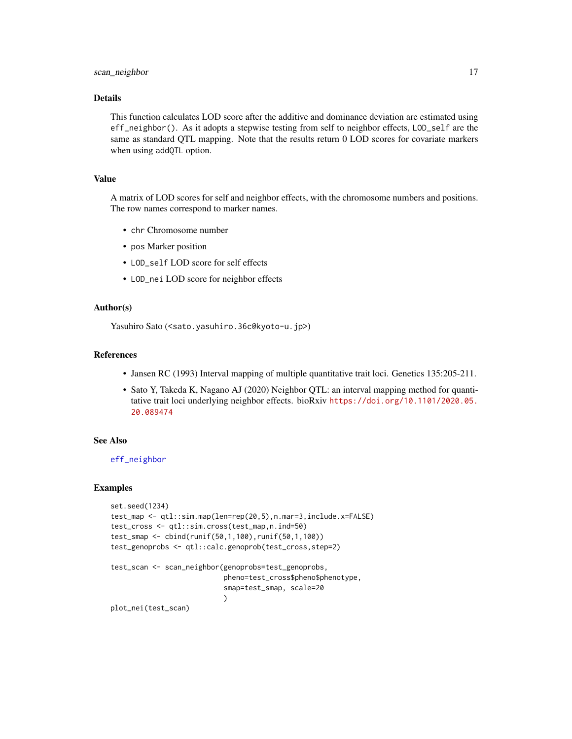### Details

This function calculates LOD score after the additive and dominance deviation are estimated using `eff_neighbor()`. As it adopts a stepwise testing from self to neighbor effects, `LOD_self` are the same as standard QTL mapping. Note that the results return 0 LOD scores for covariate markers when using `addQTL` option.

### Value

A matrix of LOD scores for self and neighbor effects, with the chromosome numbers and positions. The row names correspond to marker names.

- `chr` Chromosome number
- `pos` Marker position
- `LOD_self` LOD score for self effects
- `LOD_nei` LOD score for neighbor effects

### Author(s)

Yasuhiro Sato (<sato.yasuhiro.36c@kyoto-u.jp>)

### References

- Jansen RC (1993) Interval mapping of multiple quantitative trait loci. Genetics 135:205-211.
- Sato Y, Takeda K, Nagano AJ (2020) Neighbor QTL: an interval mapping method for quantitative trait loci underlying neighbor effects. bioRxiv https://doi.org/10.1101/2020.05.20.089474

### See Also

eff_neighbor

### Examples

```
set.seed(1234)
test_map <- qtl::sim.map(len=rep(20,5),n.mar=3,include.x=FALSE)
test_cross <- qtl::sim.cross(test_map,n.ind=50)
test_smap <- cbind(runif(50,1,100),runif(50,1,100))
test_genoprobs <- qtl::calc.genoprob(test_cross,step=2)

test_scan <- scan_neighbor(genoprobs=test_genoprobs,
                           pheno=test_cross$pheno$phenotype,
                           smap=test_smap, scale=20
                           )
plot_nei(test_scan)
```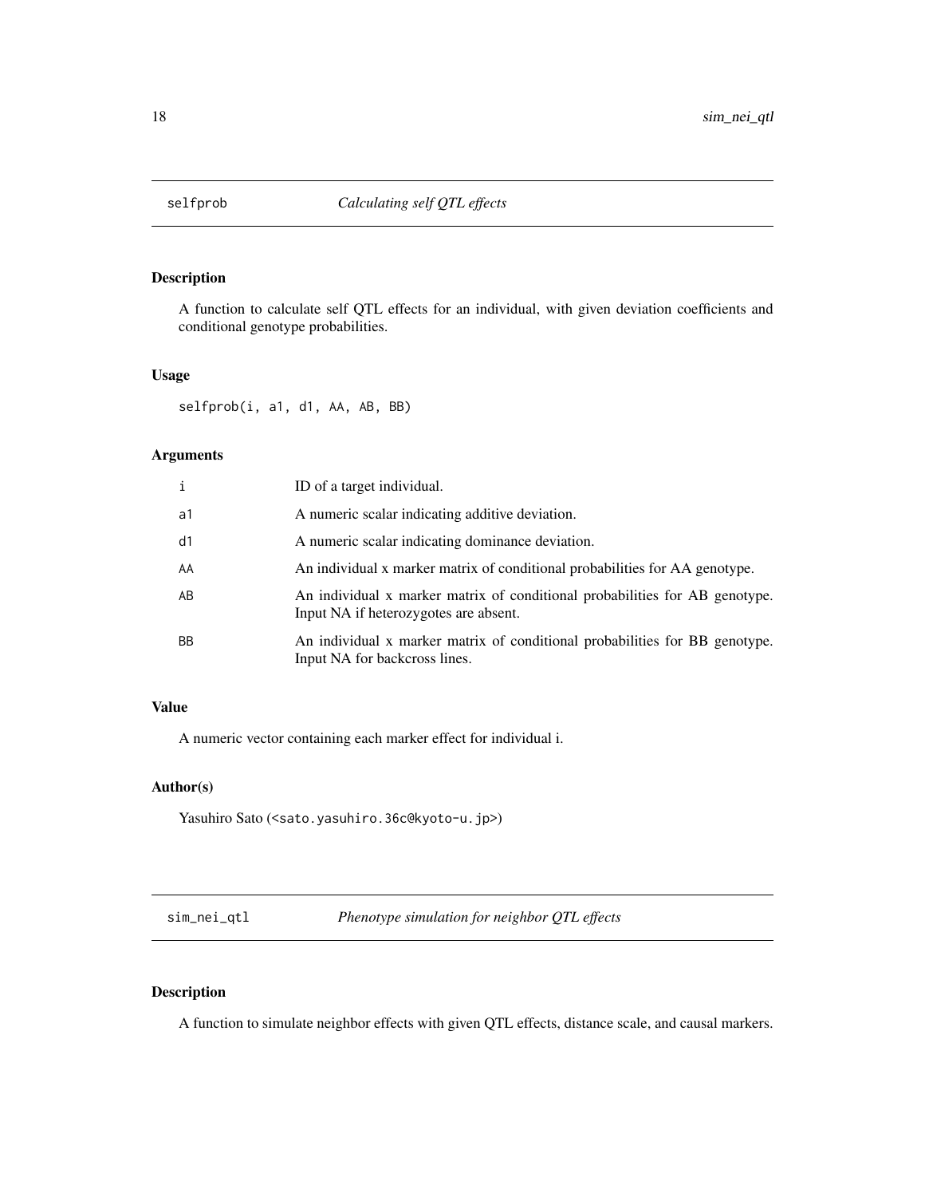## selfprob — *Calculating self QTL effects*

### Description

A function to calculate self QTL effects for an individual, with given deviation coefficients and conditional genotype probabilities.

### Usage

```
selfprob(i, a1, d1, AA, AB, BB)
```

### Arguments

| | |
|---|---|
| `i` | ID of a target individual. |
| `a1` | A numeric scalar indicating additive deviation. |
| `d1` | A numeric scalar indicating dominance deviation. |
| `AA` | An individual x marker matrix of conditional probabilities for AA genotype. |
| `AB` | An individual x marker matrix of conditional probabilities for AB genotype. Input NA if heterozygotes are absent. |
| `BB` | An individual x marker matrix of conditional probabilities for BB genotype. Input NA for backcross lines. |

### Value

A numeric vector containing each marker effect for individual i.

### Author(s)

Yasuhiro Sato (<sato.yasuhiro.36c@kyoto-u.jp>)

## sim_nei_qtl — *Phenotype simulation for neighbor QTL effects*

### Description

A function to simulate neighbor effects with given QTL effects, distance scale, and causal markers.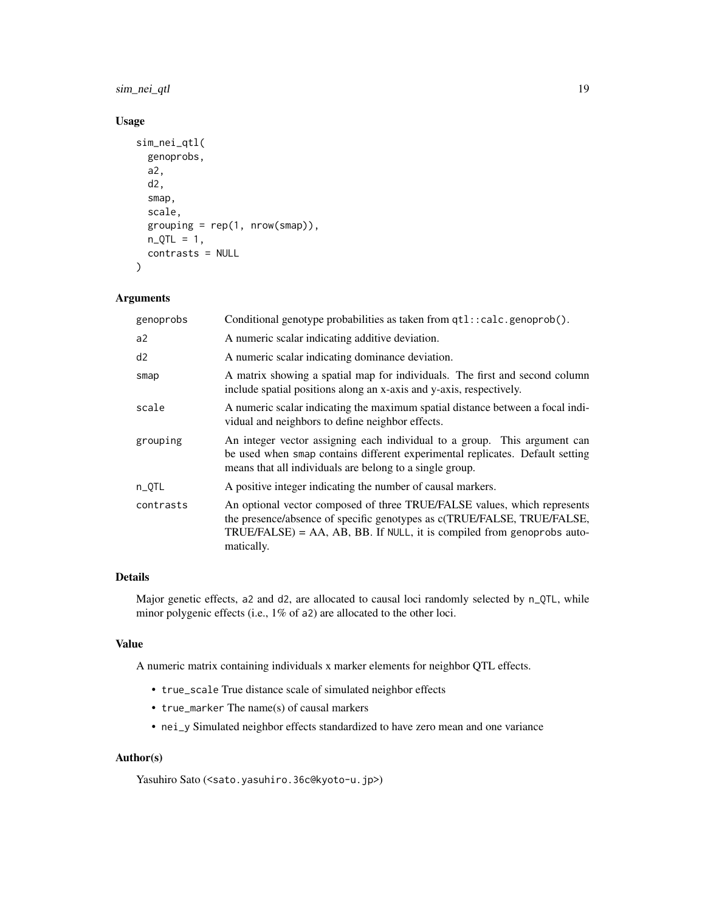## Usage

```
sim_nei_qtl(
  genoprobs,
  a2,
  d2,
  smap,
  scale,
  grouping = rep(1, nrow(smap)),
  n_QTL = 1,
  contrasts = NULL
)
```

## Arguments

| | |
|---|---|
| genoprobs | Conditional genotype probabilities as taken from `qtl::calc.genoprob()`. |
| a2 | A numeric scalar indicating additive deviation. |
| d2 | A numeric scalar indicating dominance deviation. |
| smap | A matrix showing a spatial map for individuals. The first and second column include spatial positions along an x-axis and y-axis, respectively. |
| scale | A numeric scalar indicating the maximum spatial distance between a focal individual and neighbors to define neighbor effects. |
| grouping | An integer vector assigning each individual to a group. This argument can be used when `smap` contains different experimental replicates. Default setting means that all individuals are belong to a single group. |
| n_QTL | A positive integer indicating the number of causal markers. |
| contrasts | An optional vector composed of three TRUE/FALSE values, which represents the presence/absence of specific genotypes as c(TRUE/FALSE, TRUE/FALSE, TRUE/FALSE) = AA, AB, BB. If `NULL`, it is compiled from `genoprobs` automatically. |

## Details

Major genetic effects, `a2` and `d2`, are allocated to causal loci randomly selected by `n_QTL`, while minor polygenic effects (i.e., 1% of `a2`) are allocated to the other loci.

## Value

A numeric matrix containing individuals x marker elements for neighbor QTL effects.

- `true_scale` True distance scale of simulated neighbor effects
- `true_marker` The name(s) of causal markers
- `nei_y` Simulated neighbor effects standardized to have zero mean and one variance

## Author(s)

Yasuhiro Sato (<sato.yasuhiro.36c@kyoto-u.jp>)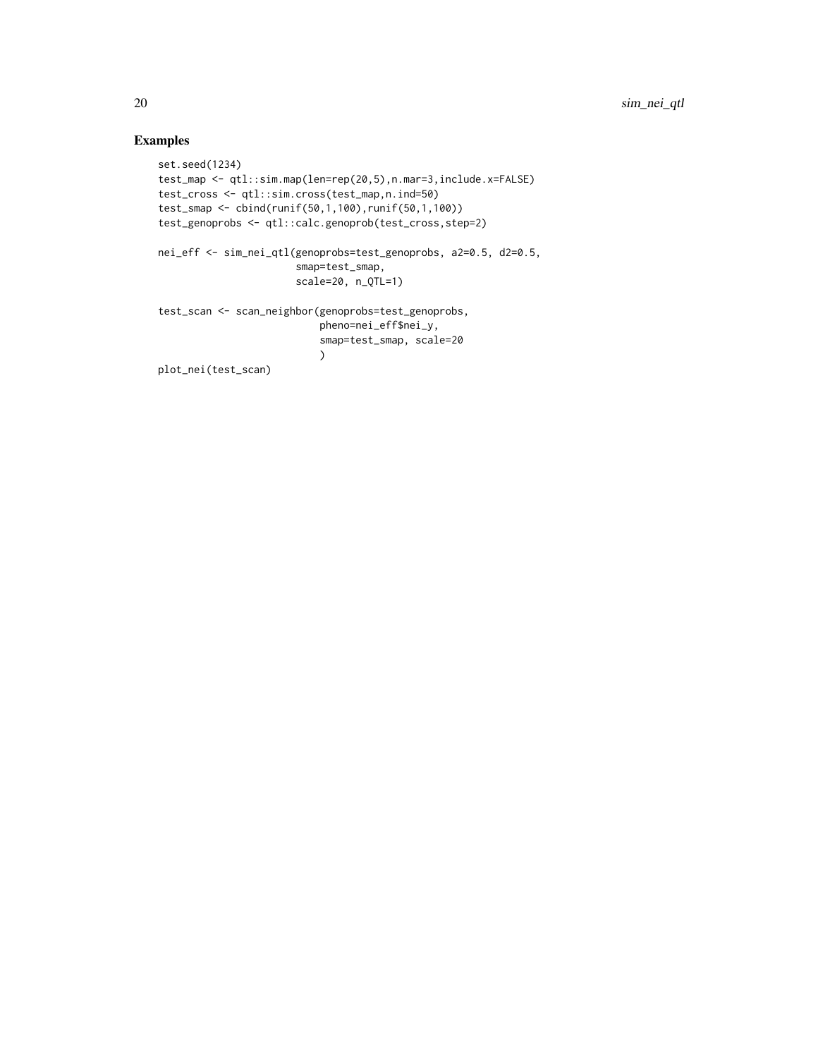## Examples

```
set.seed(1234)
test_map <- qtl::sim.map(len=rep(20,5),n.mar=3,include.x=FALSE)
test_cross <- qtl::sim.cross(test_map,n.ind=50)
test_smap <- cbind(runif(50,1,100),runif(50,1,100))
test_genoprobs <- qtl::calc.genoprob(test_cross,step=2)

nei_eff <- sim_nei_qtl(genoprobs=test_genoprobs, a2=0.5, d2=0.5,
                       smap=test_smap,
                       scale=20, n_QTL=1)

test_scan <- scan_neighbor(genoprobs=test_genoprobs,
                           pheno=nei_eff$nei_y,
                           smap=test_smap, scale=20
                           )
plot_nei(test_scan)
```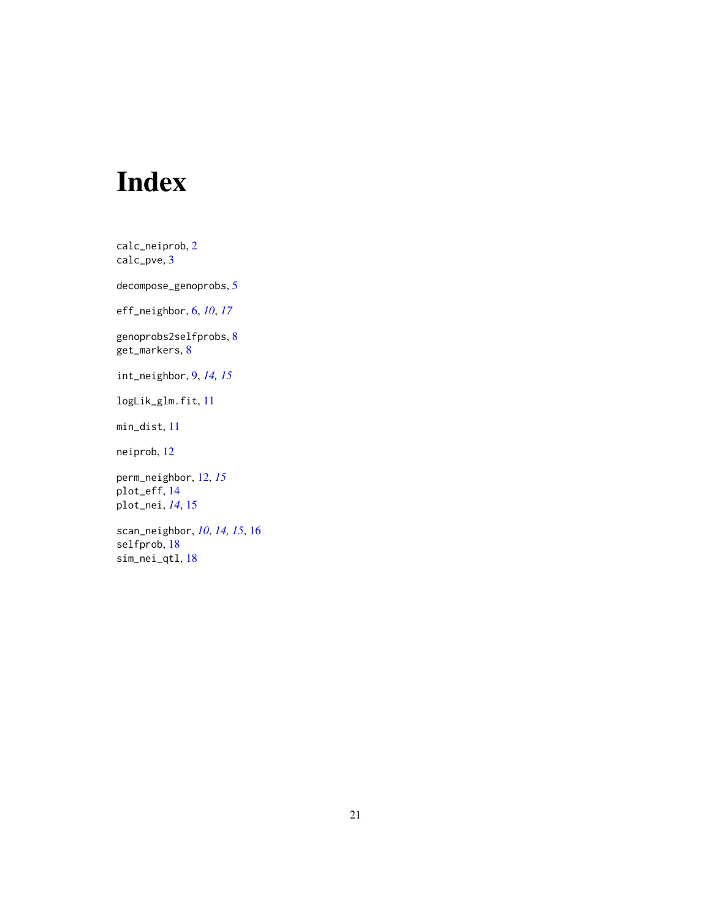# Index

calc_neiprob, 2
calc_pve, 3

decompose_genoprobs, 5

eff_neighbor, 6, *10*, *17*

genoprobs2selfprobs, 8
get_markers, 8

int_neighbor, 9, *14, 15*

logLik_glm.fit, 11

min_dist, 11

neiprob, 12

perm_neighbor, 12, *15*
plot_eff, 14
plot_nei, *14*, 15

scan_neighbor, *10*, *14, 15*, 16
selfprob, 18
sim_nei_qtl, 18